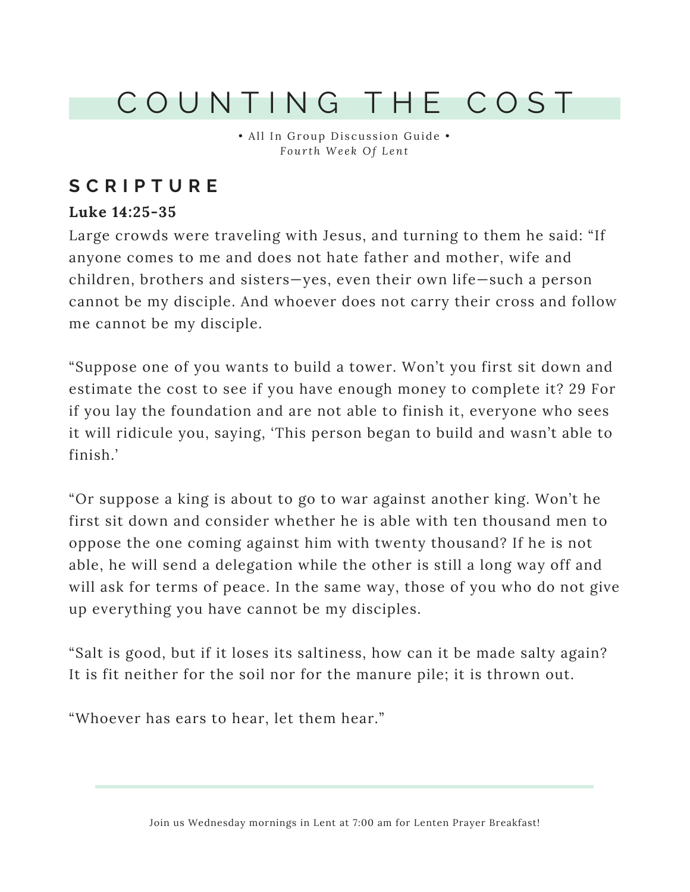# COUNTING THE COST

• All In Group Discussion Guide •
*Fourth Week Of Lent*

## SCRIPTURE

**Luke 14:25-35**

Large crowds were traveling with Jesus, and turning to them he said: "If anyone comes to me and does not hate father and mother, wife and children, brothers and sisters—yes, even their own life—such a person cannot be my disciple. And whoever does not carry their cross and follow me cannot be my disciple.

"Suppose one of you wants to build a tower. Won't you first sit down and estimate the cost to see if you have enough money to complete it? 29 For if you lay the foundation and are not able to finish it, everyone who sees it will ridicule you, saying, 'This person began to build and wasn't able to finish.'

"Or suppose a king is about to go to war against another king. Won't he first sit down and consider whether he is able with ten thousand men to oppose the one coming against him with twenty thousand? If he is not able, he will send a delegation while the other is still a long way off and will ask for terms of peace. In the same way, those of you who do not give up everything you have cannot be my disciples.

"Salt is good, but if it loses its saltiness, how can it be made salty again? It is fit neither for the soil nor for the manure pile; it is thrown out.

"Whoever has ears to hear, let them hear."

Join us Wednesday mornings in Lent at 7:00 am for Lenten Prayer Breakfast!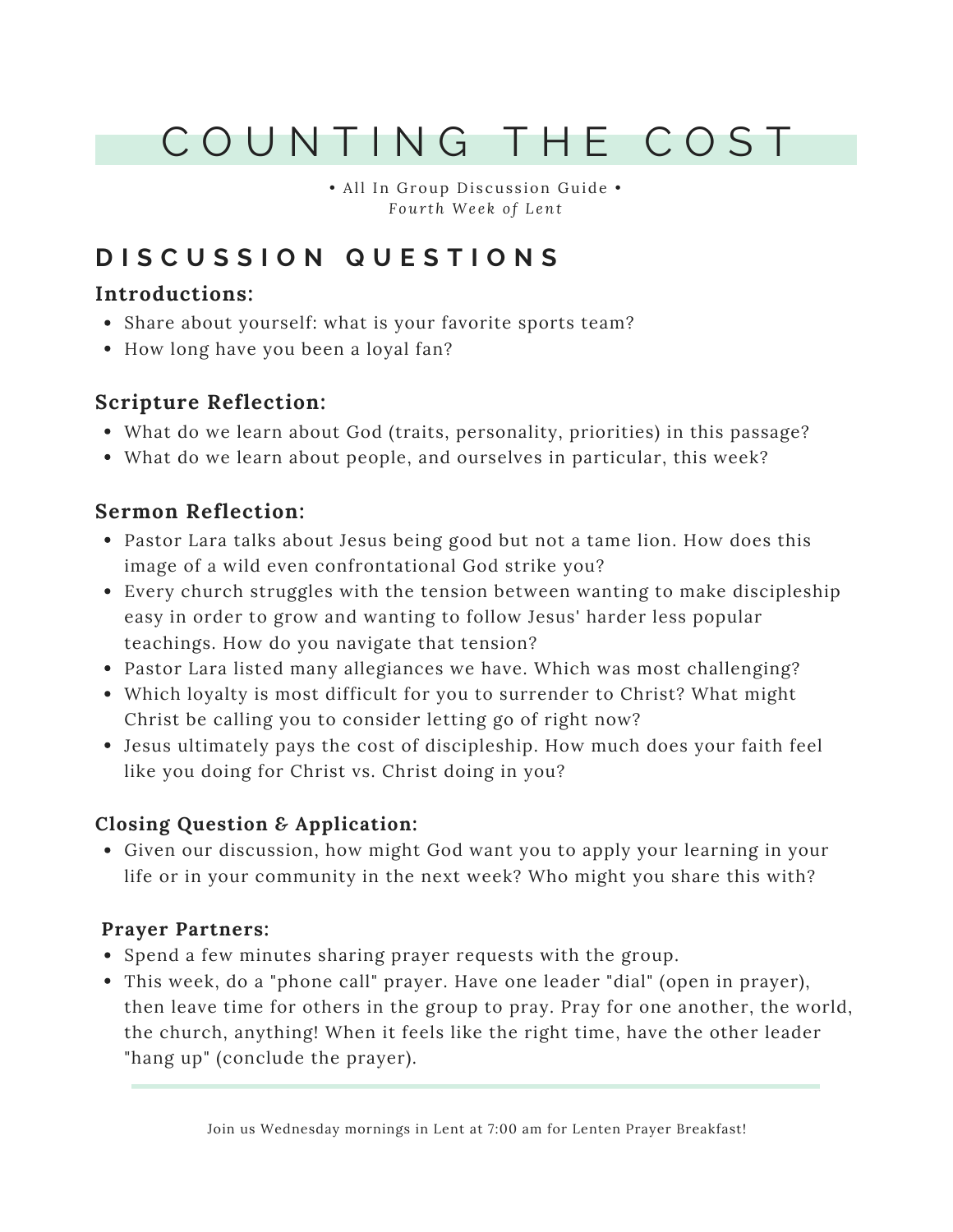# COUNTING THE COST

• All In Group Discussion Guide •
*Fourth Week of Lent*

## DISCUSSION QUESTIONS

### Introductions:

- Share about yourself: what is your favorite sports team?
- How long have you been a loyal fan?

### Scripture Reflection:

- What do we learn about God (traits, personality, priorities) in this passage?
- What do we learn about people, and ourselves in particular, this week?

### Sermon Reflection:

- Pastor Lara talks about Jesus being good but not a tame lion. How does this image of a wild even confrontational God strike you?
- Every church struggles with the tension between wanting to make discipleship easy in order to grow and wanting to follow Jesus' harder less popular teachings. How do you navigate that tension?
- Pastor Lara listed many allegiances we have. Which was most challenging?
- Which loyalty is most difficult for you to surrender to Christ? What might Christ be calling you to consider letting go of right now?
- Jesus ultimately pays the cost of discipleship. How much does your faith feel like you doing for Christ vs. Christ doing in you?

### Closing Question & Application:

- Given our discussion, how might God want you to apply your learning in your life or in your community in the next week? Who might you share this with?

### Prayer Partners:

- Spend a few minutes sharing prayer requests with the group.
- This week, do a "phone call" prayer. Have one leader "dial" (open in prayer), then leave time for others in the group to pray. Pray for one another, the world, the church, anything! When it feels like the right time, have the other leader "hang up" (conclude the prayer).

---

Join us Wednesday mornings in Lent at 7:00 am for Lenten Prayer Breakfast!